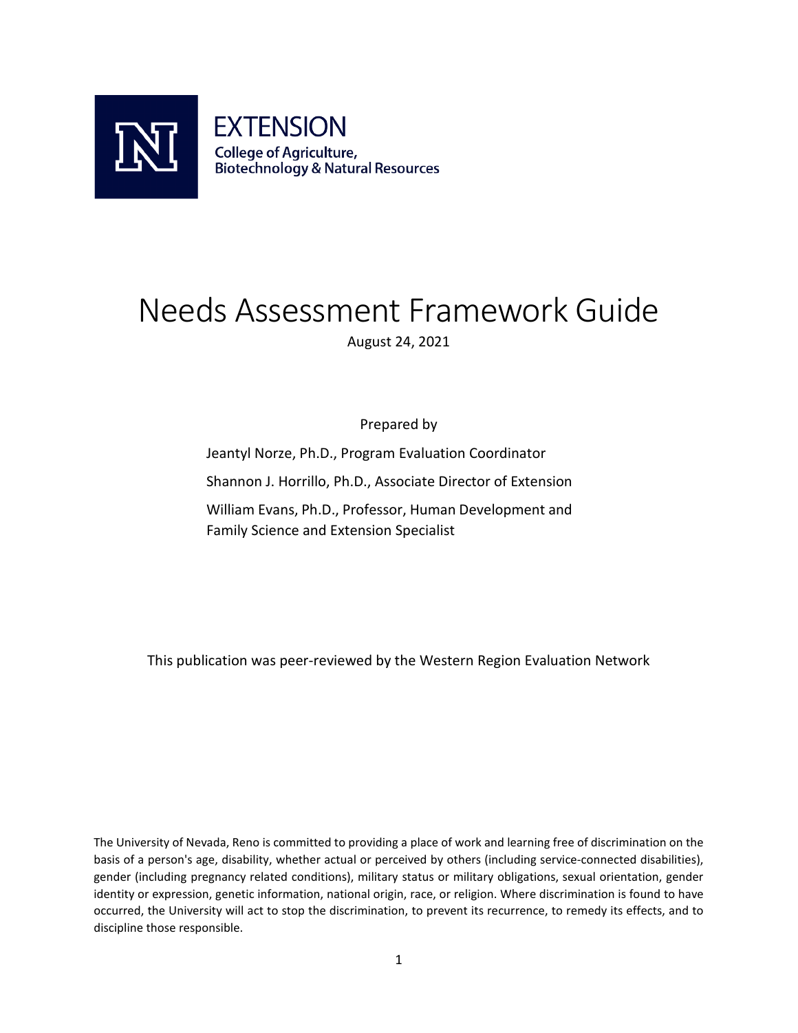EXTENSION

College of Agriculture, Biotechnology & Natural Resources

# Needs Assessment Framework Guide

August 24, 2021

Prepared by

Jeantyl Norze, Ph.D., Program Evaluation Coordinator

Shannon J. Horrillo, Ph.D., Associate Director of Extension

William Evans, Ph.D., Professor, Human Development and Family Science and Extension Specialist

This publication was peer-reviewed by the Western Region Evaluation Network

The University of Nevada, Reno is committed to providing a place of work and learning free of discrimination on the basis of a person's age, disability, whether actual or perceived by others (including service-connected disabilities), gender (including pregnancy related conditions), military status or military obligations, sexual orientation, gender identity or expression, genetic information, national origin, race, or religion. Where discrimination is found to have occurred, the University will act to stop the discrimination, to prevent its recurrence, to remedy its effects, and to discipline those responsible.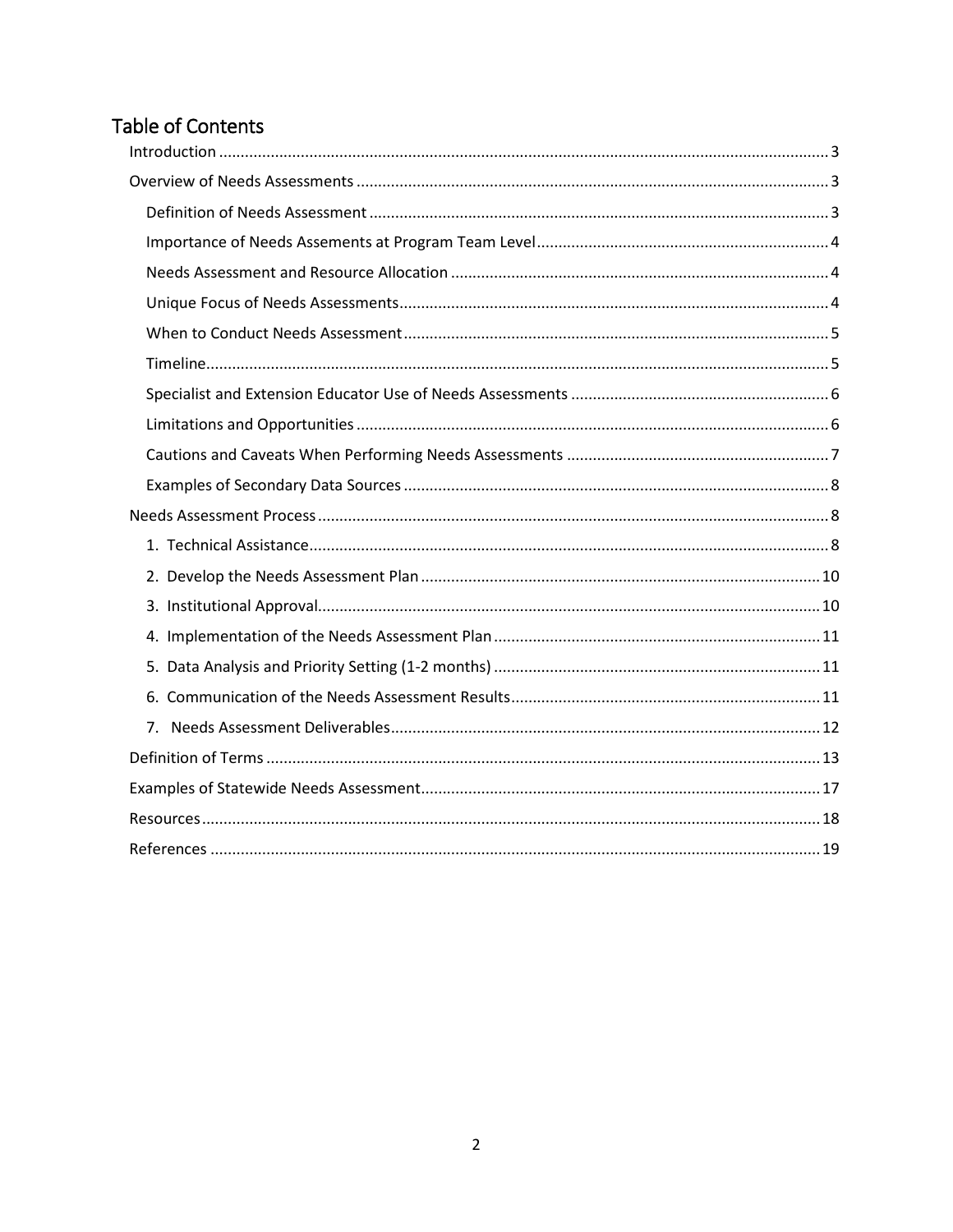# Table of Contents

- Introduction ........................................................................................................................................ 3
- Overview of Needs Assessments ........................................................................................................ 3
  - Definition of Needs Assessment ...................................................................................................... 3
  - Importance of Needs Assements at Program Team Level ............................................................... 4
  - Needs Assessment and Resource Allocation ................................................................................... 4
  - Unique Focus of Needs Assessments ............................................................................................... 4
  - When to Conduct Needs Assessment .............................................................................................. 5
  - Timeline ............................................................................................................................................ 5
  - Specialist and Extension Educator Use of Needs Assessments ........................................................ 6
  - Limitations and Opportunities ......................................................................................................... 6
  - Cautions and Caveats When Performing Needs Assessments ......................................................... 7
  - Examples of Secondary Data Sources .............................................................................................. 8
- Needs Assessment Process ................................................................................................................. 8
  - 1. Technical Assistance .................................................................................................................... 8
  - 2. Develop the Needs Assessment Plan ......................................................................................... 10
  - 3. Institutional Approval ................................................................................................................. 10
  - 4. Implementation of the Needs Assessment Plan ........................................................................ 11
  - 5. Data Analysis and Priority Setting (1-2 months) ........................................................................ 11
  - 6. Communication of the Needs Assessment Results .................................................................... 11
  - 7. Needs Assessment Deliverables ................................................................................................ 12
- Definition of Terms ........................................................................................................................... 13
- Examples of Statewide Needs Assessment ....................................................................................... 17
- Resources .......................................................................................................................................... 18
- References ........................................................................................................................................ 19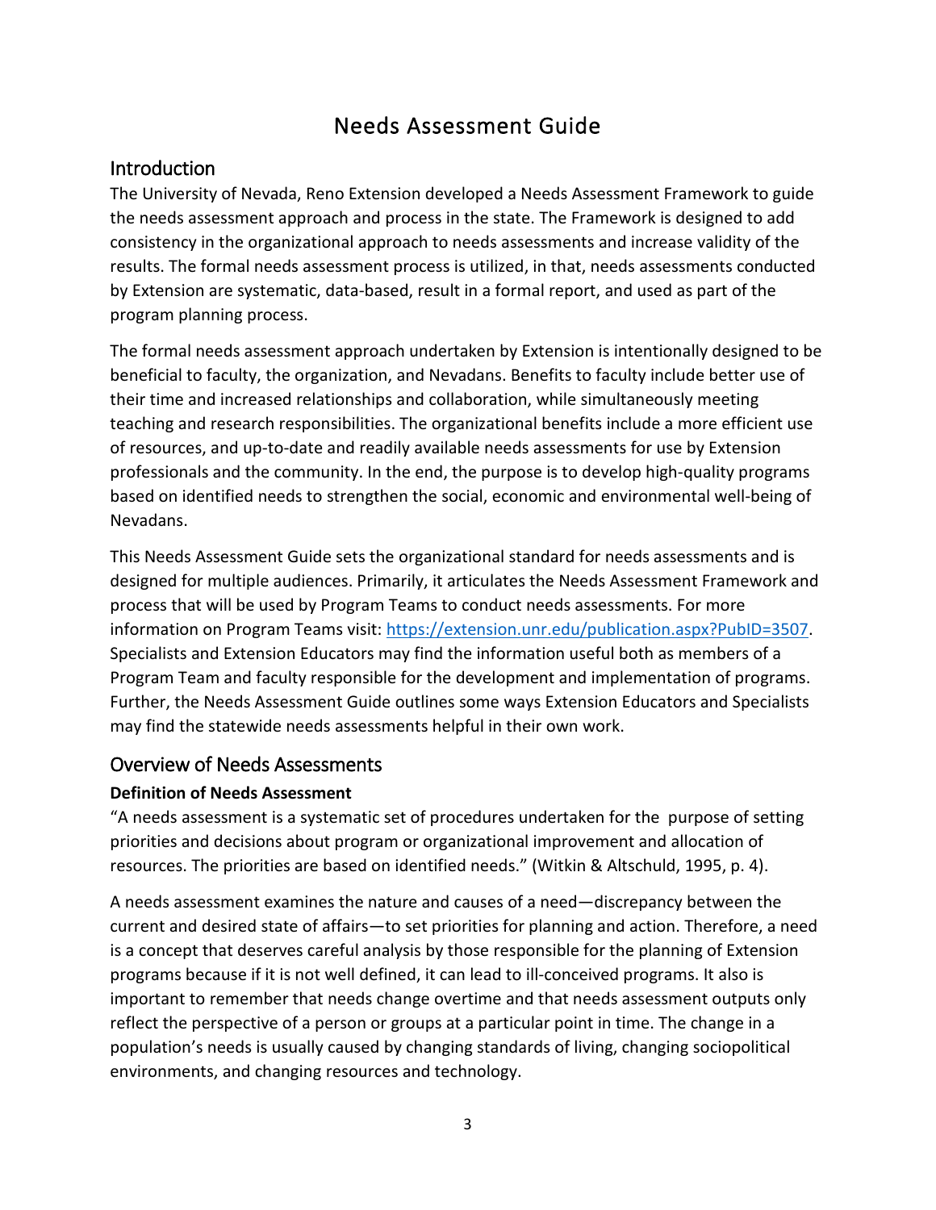# Needs Assessment Guide

## Introduction

The University of Nevada, Reno Extension developed a Needs Assessment Framework to guide the needs assessment approach and process in the state. The Framework is designed to add consistency in the organizational approach to needs assessments and increase validity of the results. The formal needs assessment process is utilized, in that, needs assessments conducted by Extension are systematic, data-based, result in a formal report, and used as part of the program planning process.

The formal needs assessment approach undertaken by Extension is intentionally designed to be beneficial to faculty, the organization, and Nevadans. Benefits to faculty include better use of their time and increased relationships and collaboration, while simultaneously meeting teaching and research responsibilities. The organizational benefits include a more efficient use of resources, and up-to-date and readily available needs assessments for use by Extension professionals and the community. In the end, the purpose is to develop high-quality programs based on identified needs to strengthen the social, economic and environmental well-being of Nevadans.

This Needs Assessment Guide sets the organizational standard for needs assessments and is designed for multiple audiences. Primarily, it articulates the Needs Assessment Framework and process that will be used by Program Teams to conduct needs assessments. For more information on Program Teams visit: [https://extension.unr.edu/publication.aspx?PubID=3507](https://extension.unr.edu/publication.aspx?PubID=3507). Specialists and Extension Educators may find the information useful both as members of a Program Team and faculty responsible for the development and implementation of programs. Further, the Needs Assessment Guide outlines some ways Extension Educators and Specialists may find the statewide needs assessments helpful in their own work.

## Overview of Needs Assessments

### Definition of Needs Assessment

"A needs assessment is a systematic set of procedures undertaken for the purpose of setting priorities and decisions about program or organizational improvement and allocation of resources. The priorities are based on identified needs." (Witkin & Altschuld, 1995, p. 4).

A needs assessment examines the nature and causes of a need—discrepancy between the current and desired state of affairs—to set priorities for planning and action. Therefore, a need is a concept that deserves careful analysis by those responsible for the planning of Extension programs because if it is not well defined, it can lead to ill-conceived programs. It also is important to remember that needs change overtime and that needs assessment outputs only reflect the perspective of a person or groups at a particular point in time. The change in a population's needs is usually caused by changing standards of living, changing sociopolitical environments, and changing resources and technology.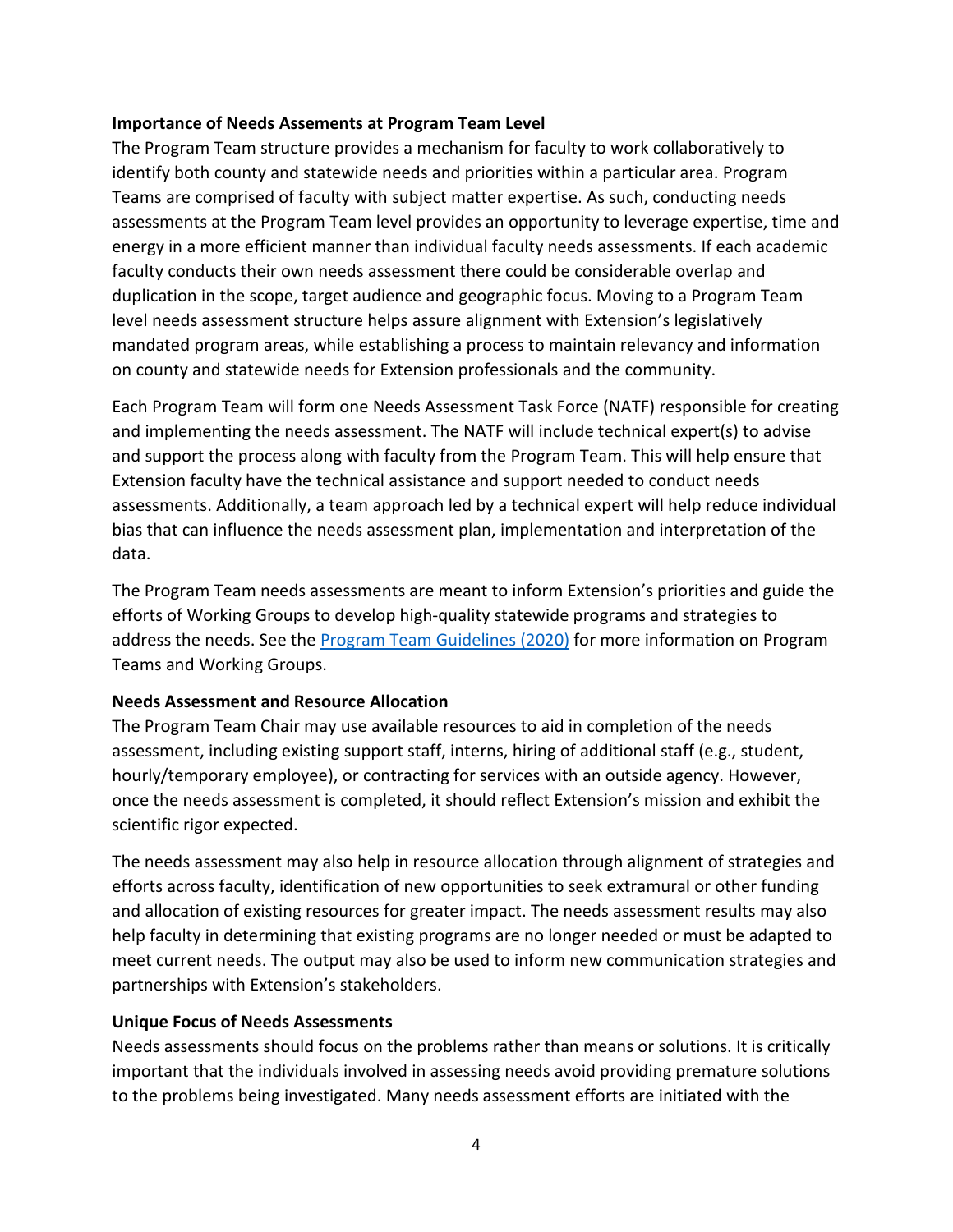**Importance of Needs Assements at Program Team Level**

The Program Team structure provides a mechanism for faculty to work collaboratively to identify both county and statewide needs and priorities within a particular area. Program Teams are comprised of faculty with subject matter expertise. As such, conducting needs assessments at the Program Team level provides an opportunity to leverage expertise, time and energy in a more efficient manner than individual faculty needs assessments. If each academic faculty conducts their own needs assessment there could be considerable overlap and duplication in the scope, target audience and geographic focus. Moving to a Program Team level needs assessment structure helps assure alignment with Extension's legislatively mandated program areas, while establishing a process to maintain relevancy and information on county and statewide needs for Extension professionals and the community.

Each Program Team will form one Needs Assessment Task Force (NATF) responsible for creating and implementing the needs assessment. The NATF will include technical expert(s) to advise and support the process along with faculty from the Program Team. This will help ensure that Extension faculty have the technical assistance and support needed to conduct needs assessments. Additionally, a team approach led by a technical expert will help reduce individual bias that can influence the needs assessment plan, implementation and interpretation of the data.

The Program Team needs assessments are meant to inform Extension's priorities and guide the efforts of Working Groups to develop high-quality statewide programs and strategies to address the needs. See the [Program Team Guidelines (2020)]() for more information on Program Teams and Working Groups.

**Needs Assessment and Resource Allocation**

The Program Team Chair may use available resources to aid in completion of the needs assessment, including existing support staff, interns, hiring of additional staff (e.g., student, hourly/temporary employee), or contracting for services with an outside agency. However, once the needs assessment is completed, it should reflect Extension's mission and exhibit the scientific rigor expected.

The needs assessment may also help in resource allocation through alignment of strategies and efforts across faculty, identification of new opportunities to seek extramural or other funding and allocation of existing resources for greater impact. The needs assessment results may also help faculty in determining that existing programs are no longer needed or must be adapted to meet current needs. The output may also be used to inform new communication strategies and partnerships with Extension's stakeholders.

**Unique Focus of Needs Assessments**

Needs assessments should focus on the problems rather than means or solutions. It is critically important that the individuals involved in assessing needs avoid providing premature solutions to the problems being investigated. Many needs assessment efforts are initiated with the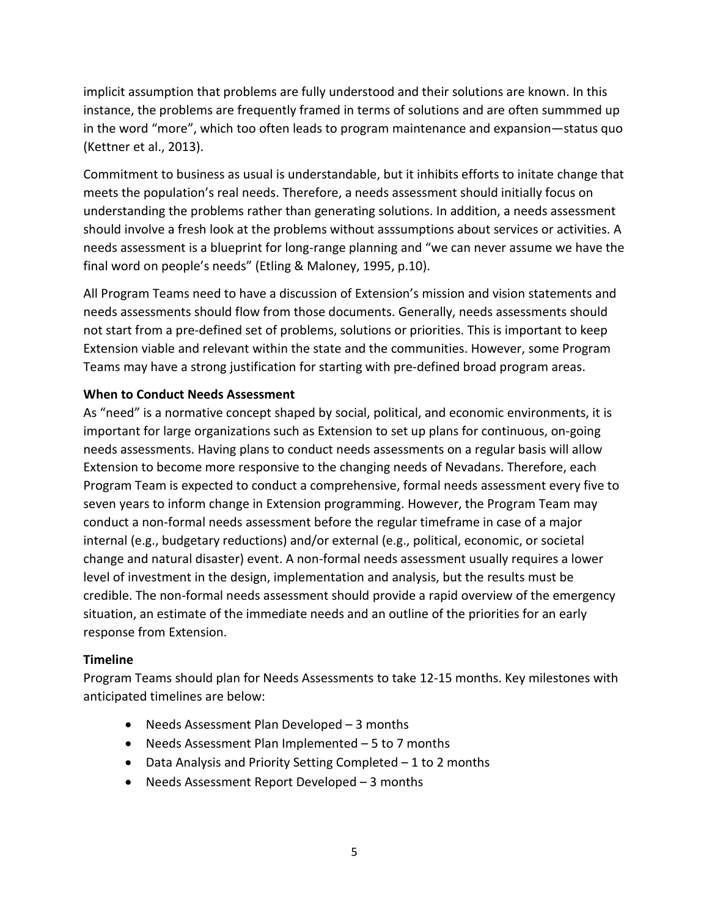implicit assumption that problems are fully understood and their solutions are known. In this instance, the problems are frequently framed in terms of solutions and are often summmed up in the word "more", which too often leads to program maintenance and expansion—status quo (Kettner et al., 2013).

Commitment to business as usual is understandable, but it inhibits efforts to initate change that meets the population's real needs. Therefore, a needs assessment should initially focus on understanding the problems rather than generating solutions. In addition, a needs assessment should involve a fresh look at the problems without asssumptions about services or activities. A needs assessment is a blueprint for long-range planning and "we can never assume we have the final word on people's needs" (Etling & Maloney, 1995, p.10).

All Program Teams need to have a discussion of Extension's mission and vision statements and needs assessments should flow from those documents. Generally, needs assessments should not start from a pre-defined set of problems, solutions or priorities. This is important to keep Extension viable and relevant within the state and the communities. However, some Program Teams may have a strong justification for starting with pre-defined broad program areas.

**When to Conduct Needs Assessment**

As "need" is a normative concept shaped by social, political, and economic environments, it is important for large organizations such as Extension to set up plans for continuous, on-going needs assessments. Having plans to conduct needs assessments on a regular basis will allow Extension to become more responsive to the changing needs of Nevadans. Therefore, each Program Team is expected to conduct a comprehensive, formal needs assessment every five to seven years to inform change in Extension programming. However, the Program Team may conduct a non-formal needs assessment before the regular timeframe in case of a major internal (e.g., budgetary reductions) and/or external (e.g., political, economic, or societal change and natural disaster) event. A non-formal needs assessment usually requires a lower level of investment in the design, implementation and analysis, but the results must be credible. The non-formal needs assessment should provide a rapid overview of the emergency situation, an estimate of the immediate needs and an outline of the priorities for an early response from Extension.

**Timeline**

Program Teams should plan for Needs Assessments to take 12-15 months. Key milestones with anticipated timelines are below:

- Needs Assessment Plan Developed – 3 months
- Needs Assessment Plan Implemented – 5 to 7 months
- Data Analysis and Priority Setting Completed – 1 to 2 months
- Needs Assessment Report Developed – 3 months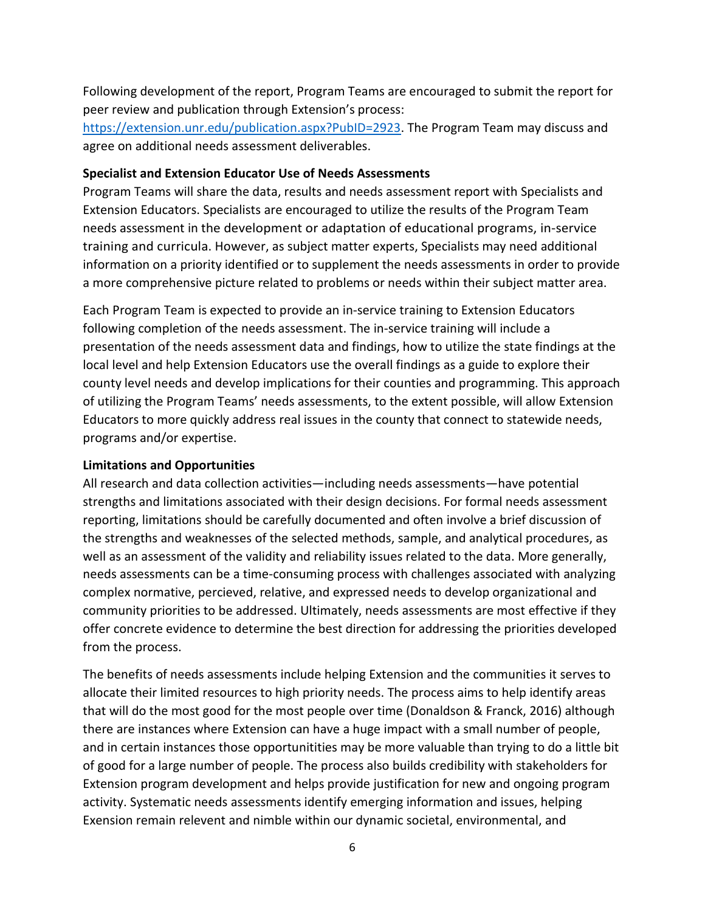Following development of the report, Program Teams are encouraged to submit the report for peer review and publication through Extension's process: https://extension.unr.edu/publication.aspx?PubID=2923. The Program Team may discuss and agree on additional needs assessment deliverables.

**Specialist and Extension Educator Use of Needs Assessments**

Program Teams will share the data, results and needs assessment report with Specialists and Extension Educators. Specialists are encouraged to utilize the results of the Program Team needs assessment in the development or adaptation of educational programs, in-service training and curricula. However, as subject matter experts, Specialists may need additional information on a priority identified or to supplement the needs assessments in order to provide a more comprehensive picture related to problems or needs within their subject matter area.

Each Program Team is expected to provide an in-service training to Extension Educators following completion of the needs assessment. The in-service training will include a presentation of the needs assessment data and findings, how to utilize the state findings at the local level and help Extension Educators use the overall findings as a guide to explore their county level needs and develop implications for their counties and programming. This approach of utilizing the Program Teams' needs assessments, to the extent possible, will allow Extension Educators to more quickly address real issues in the county that connect to statewide needs, programs and/or expertise.

**Limitations and Opportunities**

All research and data collection activities—including needs assessments—have potential strengths and limitations associated with their design decisions. For formal needs assessment reporting, limitations should be carefully documented and often involve a brief discussion of the strengths and weaknesses of the selected methods, sample, and analytical procedures, as well as an assessment of the validity and reliability issues related to the data. More generally, needs assessments can be a time-consuming process with challenges associated with analyzing complex normative, percieved, relative, and expressed needs to develop organizational and community priorities to be addressed. Ultimately, needs assessments are most effective if they offer concrete evidence to determine the best direction for addressing the priorities developed from the process.

The benefits of needs assessments include helping Extension and the communities it serves to allocate their limited resources to high priority needs. The process aims to help identify areas that will do the most good for the most people over time (Donaldson & Franck, 2016) although there are instances where Extension can have a huge impact with a small number of people, and in certain instances those opportunitities may be more valuable than trying to do a little bit of good for a large number of people. The process also builds credibility with stakeholders for Extension program development and helps provide justification for new and ongoing program activity. Systematic needs assessments identify emerging information and issues, helping Exension remain relevent and nimble within our dynamic societal, environmental, and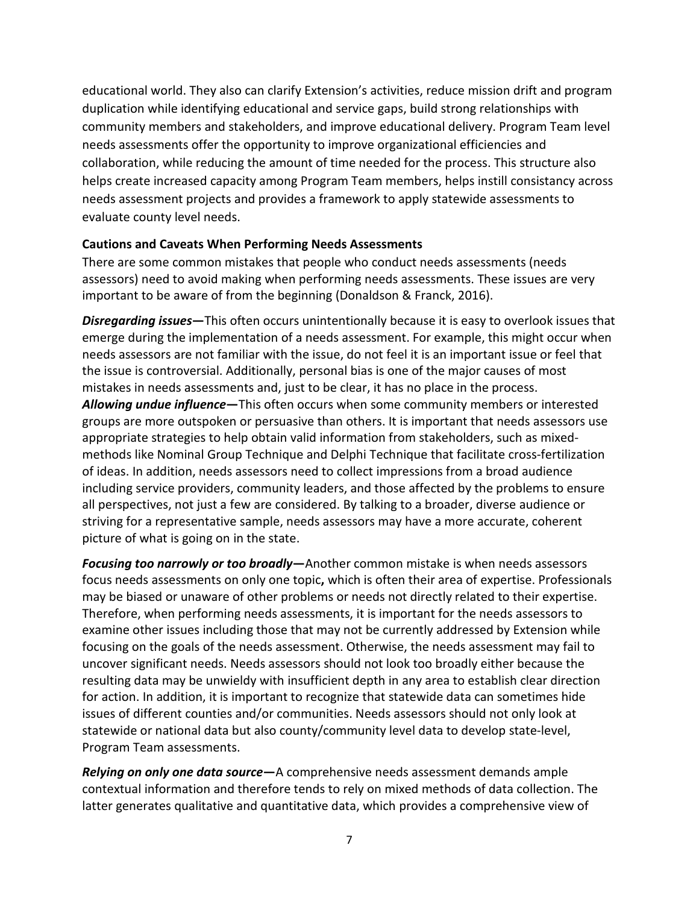educational world. They also can clarify Extension's activities, reduce mission drift and program duplication while identifying educational and service gaps, build strong relationships with community members and stakeholders, and improve educational delivery. Program Team level needs assessments offer the opportunity to improve organizational efficiencies and collaboration, while reducing the amount of time needed for the process. This structure also helps create increased capacity among Program Team members, helps instill consistancy across needs assessment projects and provides a framework to apply statewide assessments to evaluate county level needs.

**Cautions and Caveats When Performing Needs Assessments**

There are some common mistakes that people who conduct needs assessments (needs assessors) need to avoid making when performing needs assessments. These issues are very important to be aware of from the beginning (Donaldson & Franck, 2016).

***Disregarding issues*—**This often occurs unintentionally because it is easy to overlook issues that emerge during the implementation of a needs assessment. For example, this might occur when needs assessors are not familiar with the issue, do not feel it is an important issue or feel that the issue is controversial. Additionally, personal bias is one of the major causes of most mistakes in needs assessments and, just to be clear, it has no place in the process.

***Allowing undue influence*—**This often occurs when some community members or interested groups are more outspoken or persuasive than others. It is important that needs assessors use appropriate strategies to help obtain valid information from stakeholders, such as mixed-methods like Nominal Group Technique and Delphi Technique that facilitate cross-fertilization of ideas. In addition, needs assessors need to collect impressions from a broad audience including service providers, community leaders, and those affected by the problems to ensure all perspectives, not just a few are considered. By talking to a broader, diverse audience or striving for a representative sample, needs assessors may have a more accurate, coherent picture of what is going on in the state.

***Focusing too narrowly or too broadly*—**Another common mistake is when needs assessors focus needs assessments on only one topic**,** which is often their area of expertise. Professionals may be biased or unaware of other problems or needs not directly related to their expertise. Therefore, when performing needs assessments, it is important for the needs assessors to examine other issues including those that may not be currently addressed by Extension while focusing on the goals of the needs assessment. Otherwise, the needs assessment may fail to uncover significant needs. Needs assessors should not look too broadly either because the resulting data may be unwieldy with insufficient depth in any area to establish clear direction for action. In addition, it is important to recognize that statewide data can sometimes hide issues of different counties and/or communities. Needs assessors should not only look at statewide or national data but also county/community level data to develop state-level, Program Team assessments.

***Relying on only one data source*—**A comprehensive needs assessment demands ample contextual information and therefore tends to rely on mixed methods of data collection. The latter generates qualitative and quantitative data, which provides a comprehensive view of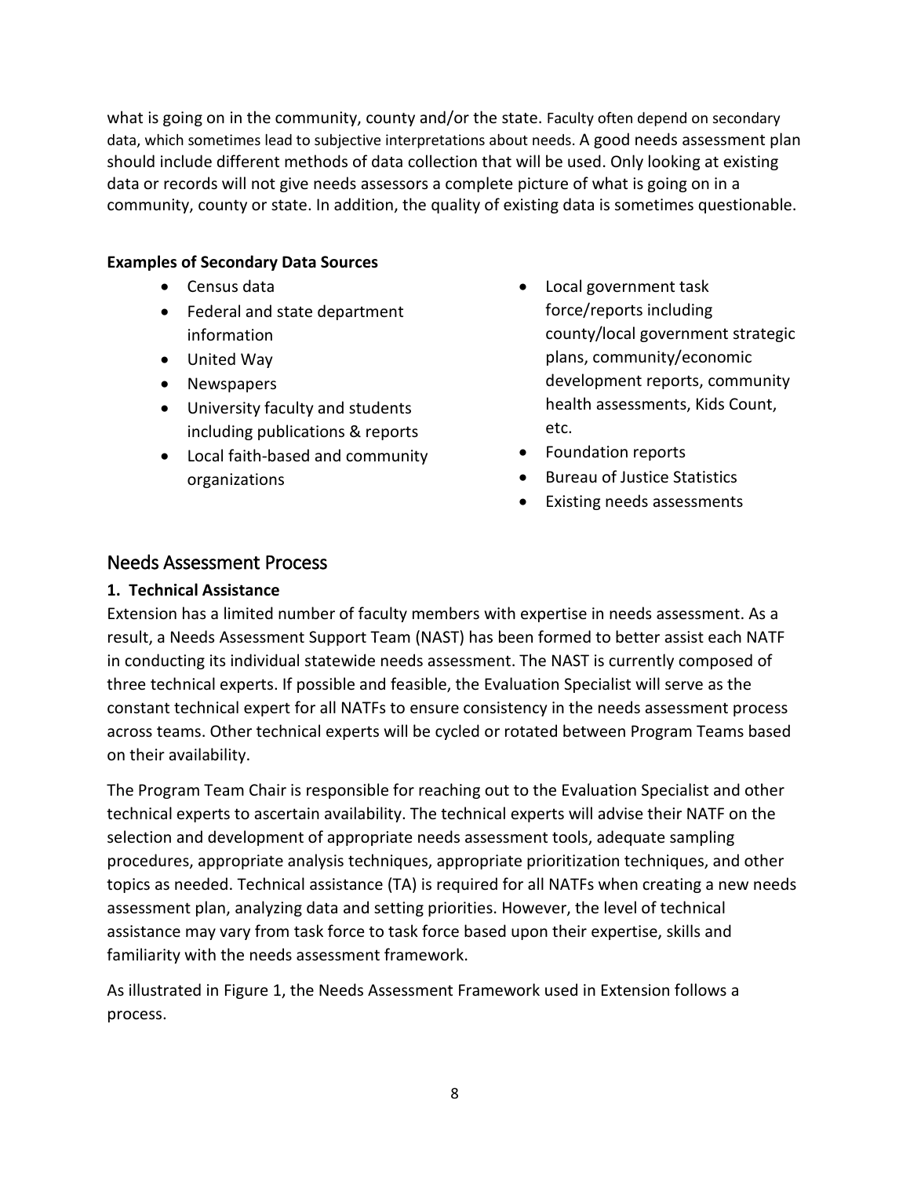what is going on in the community, county and/or the state. Faculty often depend on secondary data, which sometimes lead to subjective interpretations about needs. A good needs assessment plan should include different methods of data collection that will be used. Only looking at existing data or records will not give needs assessors a complete picture of what is going on in a community, county or state. In addition, the quality of existing data is sometimes questionable.

**Examples of Secondary Data Sources**

- Census data
- Federal and state department information
- United Way
- Newspapers
- University faculty and students including publications & reports
- Local faith-based and community organizations
- Local government task force/reports including county/local government strategic plans, community/economic development reports, community health assessments, Kids Count, etc.
- Foundation reports
- Bureau of Justice Statistics
- Existing needs assessments

## Needs Assessment Process

**1. Technical Assistance**

Extension has a limited number of faculty members with expertise in needs assessment. As a result, a Needs Assessment Support Team (NAST) has been formed to better assist each NATF in conducting its individual statewide needs assessment. The NAST is currently composed of three technical experts. If possible and feasible, the Evaluation Specialist will serve as the constant technical expert for all NATFs to ensure consistency in the needs assessment process across teams. Other technical experts will be cycled or rotated between Program Teams based on their availability.

The Program Team Chair is responsible for reaching out to the Evaluation Specialist and other technical experts to ascertain availability. The technical experts will advise their NATF on the selection and development of appropriate needs assessment tools, adequate sampling procedures, appropriate analysis techniques, appropriate prioritization techniques, and other topics as needed. Technical assistance (TA) is required for all NATFs when creating a new needs assessment plan, analyzing data and setting priorities. However, the level of technical assistance may vary from task force to task force based upon their expertise, skills and familiarity with the needs assessment framework.

As illustrated in Figure 1, the Needs Assessment Framework used in Extension follows a process.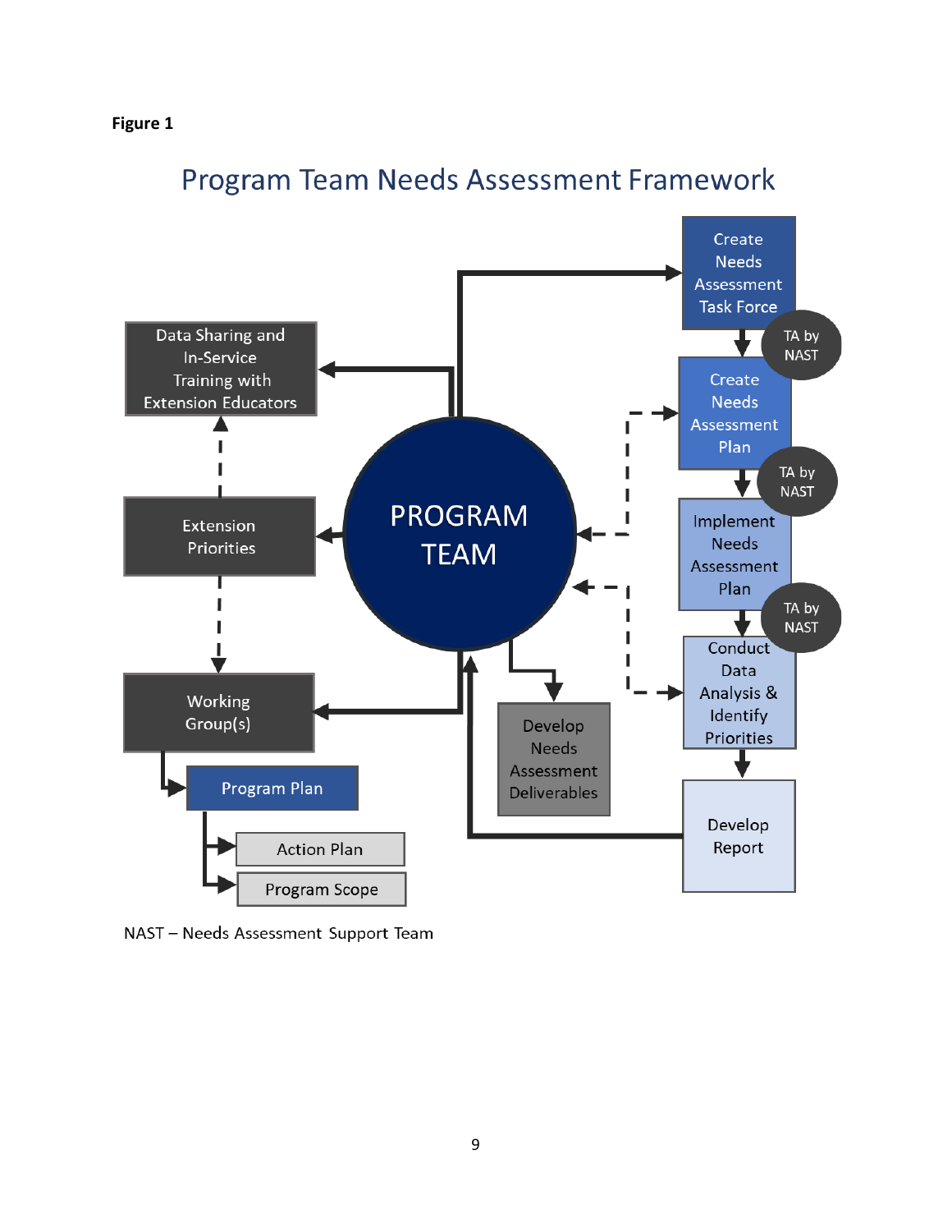**Figure 1**

## Program Team Needs Assessment Framework

- PROGRAM TEAM
- Create Needs Assessment Task Force
- TA by NAST
- Create Needs Assessment Plan
- TA by NAST
- Implement Needs Assessment Plan
- TA by NAST
- Conduct Data Analysis & Identify Priorities
- Develop Report
- Develop Needs Assessment Deliverables
- Data Sharing and In-Service Training with Extension Educators
- Extension Priorities
- Working Group(s)
- Program Plan
  - Action Plan
  - Program Scope

NAST – Needs Assessment Support Team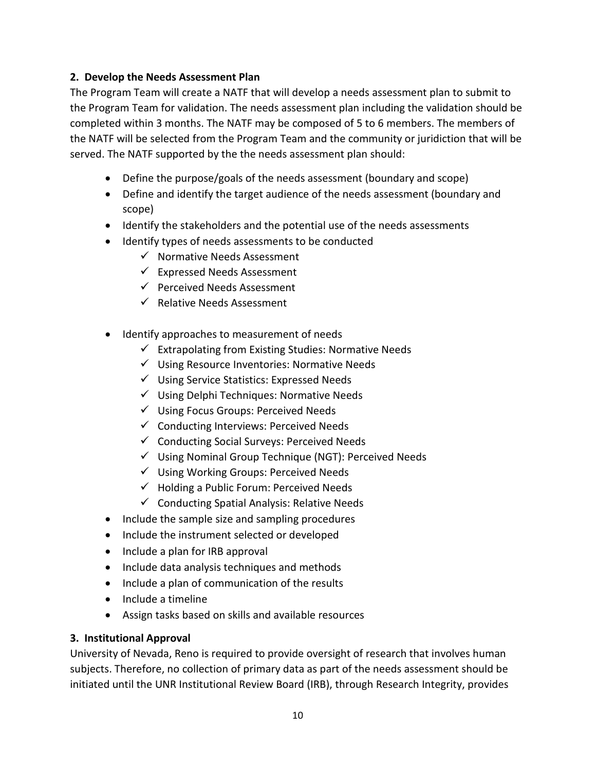**2. Develop the Needs Assessment Plan**

The Program Team will create a NATF that will develop a needs assessment plan to submit to the Program Team for validation. The needs assessment plan including the validation should be completed within 3 months. The NATF may be composed of 5 to 6 members. The members of the NATF will be selected from the Program Team and the community or juridiction that will be served. The NATF supported by the the needs assessment plan should:

- Define the purpose/goals of the needs assessment (boundary and scope)
- Define and identify the target audience of the needs assessment (boundary and scope)
- Identify the stakeholders and the potential use of the needs assessments
- Identify types of needs assessments to be conducted
  - ✓ Normative Needs Assessment
  - ✓ Expressed Needs Assessment
  - ✓ Perceived Needs Assessment
  - ✓ Relative Needs Assessment
- Identify approaches to measurement of needs
  - ✓ Extrapolating from Existing Studies: Normative Needs
  - ✓ Using Resource Inventories: Normative Needs
  - ✓ Using Service Statistics: Expressed Needs
  - ✓ Using Delphi Techniques: Normative Needs
  - ✓ Using Focus Groups: Perceived Needs
  - ✓ Conducting Interviews: Perceived Needs
  - ✓ Conducting Social Surveys: Perceived Needs
  - ✓ Using Nominal Group Technique (NGT): Perceived Needs
  - ✓ Using Working Groups: Perceived Needs
  - ✓ Holding a Public Forum: Perceived Needs
  - ✓ Conducting Spatial Analysis: Relative Needs
- Include the sample size and sampling procedures
- Include the instrument selected or developed
- Include a plan for IRB approval
- Include data analysis techniques and methods
- Include a plan of communication of the results
- Include a timeline
- Assign tasks based on skills and available resources

**3. Institutional Approval**

University of Nevada, Reno is required to provide oversight of research that involves human subjects. Therefore, no collection of primary data as part of the needs assessment should be initiated until the UNR Institutional Review Board (IRB), through Research Integrity, provides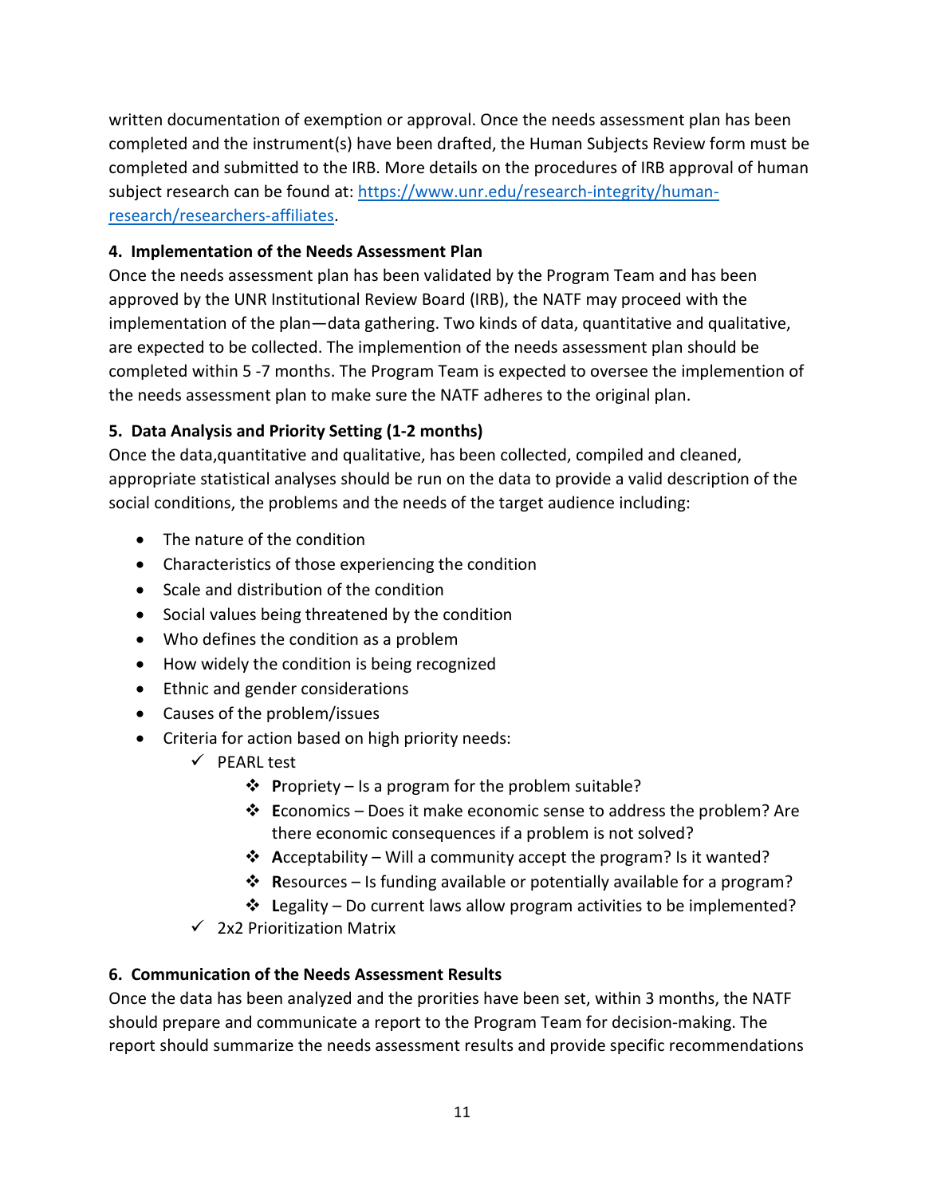written documentation of exemption or approval. Once the needs assessment plan has been completed and the instrument(s) have been drafted, the Human Subjects Review form must be completed and submitted to the IRB. More details on the procedures of IRB approval of human subject research can be found at: [https://www.unr.edu/research-integrity/human-research/researchers-affiliates](https://www.unr.edu/research-integrity/human-research/researchers-affiliates).

### 4. Implementation of the Needs Assessment Plan

Once the needs assessment plan has been validated by the Program Team and has been approved by the UNR Institutional Review Board (IRB), the NATF may proceed with the implementation of the plan—data gathering. Two kinds of data, quantitative and qualitative, are expected to be collected. The implemention of the needs assessment plan should be completed within 5 -7 months. The Program Team is expected to oversee the implemention of the needs assessment plan to make sure the NATF adheres to the original plan.

### 5. Data Analysis and Priority Setting (1-2 months)

Once the data,quantitative and qualitative, has been collected, compiled and cleaned, appropriate statistical analyses should be run on the data to provide a valid description of the social conditions, the problems and the needs of the target audience including:

- The nature of the condition
- Characteristics of those experiencing the condition
- Scale and distribution of the condition
- Social values being threatened by the condition
- Who defines the condition as a problem
- How widely the condition is being recognized
- Ethnic and gender considerations
- Causes of the problem/issues
- Criteria for action based on high priority needs:
  - ✓ PEARL test
    - ❖ **P**ropriety – Is a program for the problem suitable?
    - ❖ **E**conomics – Does it make economic sense to address the problem? Are there economic consequences if a problem is not solved?
    - ❖ **A**cceptability – Will a community accept the program? Is it wanted?
    - ❖ **R**esources – Is funding available or potentially available for a program?
    - ❖ **L**egality – Do current laws allow program activities to be implemented?
  - ✓ 2x2 Prioritization Matrix

### 6. Communication of the Needs Assessment Results

Once the data has been analyzed and the prorities have been set, within 3 months, the NATF should prepare and communicate a report to the Program Team for decision-making. The report should summarize the needs assessment results and provide specific recommendations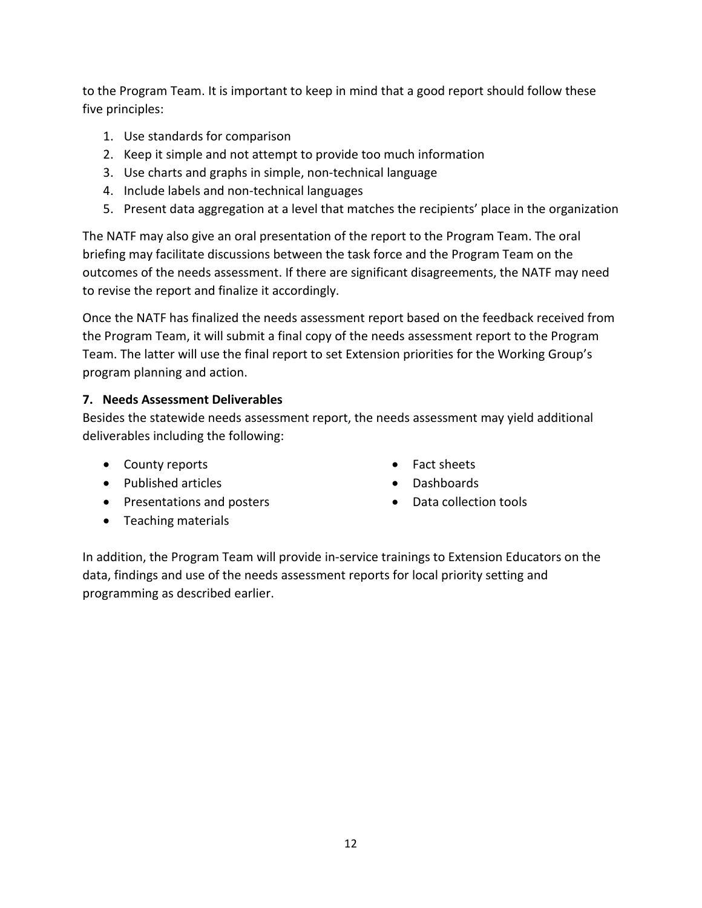to the Program Team. It is important to keep in mind that a good report should follow these five principles:

1. Use standards for comparison
2. Keep it simple and not attempt to provide too much information
3. Use charts and graphs in simple, non-technical language
4. Include labels and non-technical languages
5. Present data aggregation at a level that matches the recipients' place in the organization

The NATF may also give an oral presentation of the report to the Program Team. The oral briefing may facilitate discussions between the task force and the Program Team on the outcomes of the needs assessment. If there are significant disagreements, the NATF may need to revise the report and finalize it accordingly.

Once the NATF has finalized the needs assessment report based on the feedback received from the Program Team, it will submit a final copy of the needs assessment report to the Program Team. The latter will use the final report to set Extension priorities for the Working Group's program planning and action.

**7. Needs Assessment Deliverables**

Besides the statewide needs assessment report, the needs assessment may yield additional deliverables including the following:

- County reports
- Published articles
- Presentations and posters
- Teaching materials
- Fact sheets
- Dashboards
- Data collection tools

In addition, the Program Team will provide in-service trainings to Extension Educators on the data, findings and use of the needs assessment reports for local priority setting and programming as described earlier.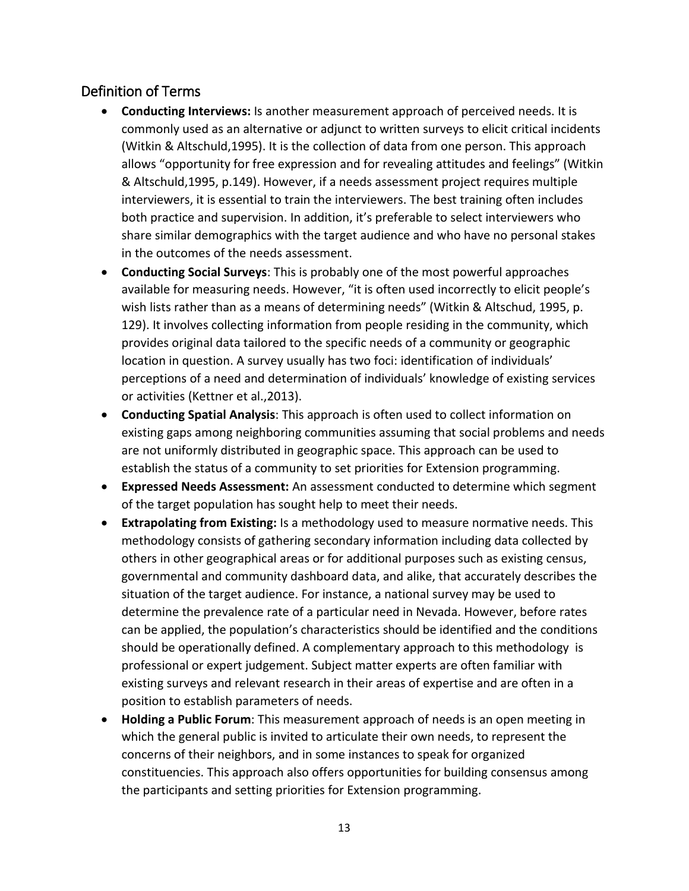## Definition of Terms

- **Conducting Interviews:** Is another measurement approach of perceived needs. It is commonly used as an alternative or adjunct to written surveys to elicit critical incidents (Witkin & Altschuld,1995). It is the collection of data from one person. This approach allows "opportunity for free expression and for revealing attitudes and feelings" (Witkin & Altschuld,1995, p.149). However, if a needs assessment project requires multiple interviewers, it is essential to train the interviewers. The best training often includes both practice and supervision. In addition, it's preferable to select interviewers who share similar demographics with the target audience and who have no personal stakes in the outcomes of the needs assessment.
- **Conducting Social Surveys**: This is probably one of the most powerful approaches available for measuring needs. However, "it is often used incorrectly to elicit people's wish lists rather than as a means of determining needs" (Witkin & Altschud, 1995, p. 129). It involves collecting information from people residing in the community, which provides original data tailored to the specific needs of a community or geographic location in question. A survey usually has two foci: identification of individuals' perceptions of a need and determination of individuals' knowledge of existing services or activities (Kettner et al.,2013).
- **Conducting Spatial Analysis**: This approach is often used to collect information on existing gaps among neighboring communities assuming that social problems and needs are not uniformly distributed in geographic space. This approach can be used to establish the status of a community to set priorities for Extension programming.
- **Expressed Needs Assessment:** An assessment conducted to determine which segment of the target population has sought help to meet their needs.
- **Extrapolating from Existing:** Is a methodology used to measure normative needs. This methodology consists of gathering secondary information including data collected by others in other geographical areas or for additional purposes such as existing census, governmental and community dashboard data, and alike, that accurately describes the situation of the target audience. For instance, a national survey may be used to determine the prevalence rate of a particular need in Nevada. However, before rates can be applied, the population's characteristics should be identified and the conditions should be operationally defined. A complementary approach to this methodology is professional or expert judgement. Subject matter experts are often familiar with existing surveys and relevant research in their areas of expertise and are often in a position to establish parameters of needs.
- **Holding a Public Forum**: This measurement approach of needs is an open meeting in which the general public is invited to articulate their own needs, to represent the concerns of their neighbors, and in some instances to speak for organized constituencies. This approach also offers opportunities for building consensus among the participants and setting priorities for Extension programming.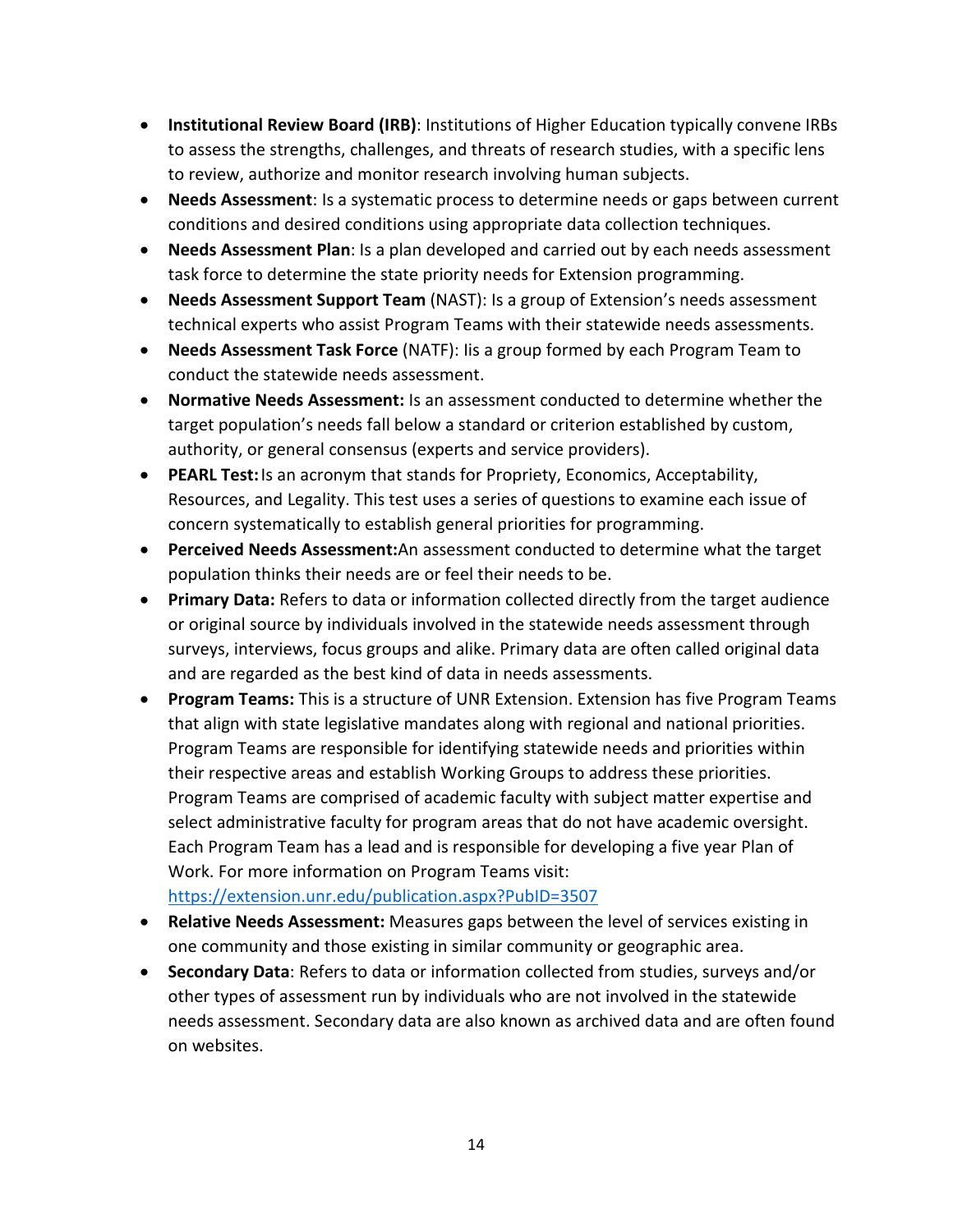- **Institutional Review Board (IRB)**: Institutions of Higher Education typically convene IRBs to assess the strengths, challenges, and threats of research studies, with a specific lens to review, authorize and monitor research involving human subjects.
- **Needs Assessment**: Is a systematic process to determine needs or gaps between current conditions and desired conditions using appropriate data collection techniques.
- **Needs Assessment Plan**: Is a plan developed and carried out by each needs assessment task force to determine the state priority needs for Extension programming.
- **Needs Assessment Support Team** (NAST): Is a group of Extension's needs assessment technical experts who assist Program Teams with their statewide needs assessments.
- **Needs Assessment Task Force** (NATF): Iis a group formed by each Program Team to conduct the statewide needs assessment.
- **Normative Needs Assessment:** Is an assessment conducted to determine whether the target population's needs fall below a standard or criterion established by custom, authority, or general consensus (experts and service providers).
- **PEARL Test:** Is an acronym that stands for Propriety, Economics, Acceptability, Resources, and Legality. This test uses a series of questions to examine each issue of concern systematically to establish general priorities for programming.
- **Perceived Needs Assessment:** An assessment conducted to determine what the target population thinks their needs are or feel their needs to be.
- **Primary Data:** Refers to data or information collected directly from the target audience or original source by individuals involved in the statewide needs assessment through surveys, interviews, focus groups and alike. Primary data are often called original data and are regarded as the best kind of data in needs assessments.
- **Program Teams:** This is a structure of UNR Extension. Extension has five Program Teams that align with state legislative mandates along with regional and national priorities. Program Teams are responsible for identifying statewide needs and priorities within their respective areas and establish Working Groups to address these priorities. Program Teams are comprised of academic faculty with subject matter expertise and select administrative faculty for program areas that do not have academic oversight. Each Program Team has a lead and is responsible for developing a five year Plan of Work. For more information on Program Teams visit: https://extension.unr.edu/publication.aspx?PubID=3507
- **Relative Needs Assessment:** Measures gaps between the level of services existing in one community and those existing in similar community or geographic area.
- **Secondary Data**: Refers to data or information collected from studies, surveys and/or other types of assessment run by individuals who are not involved in the statewide needs assessment. Secondary data are also known as archived data and are often found on websites.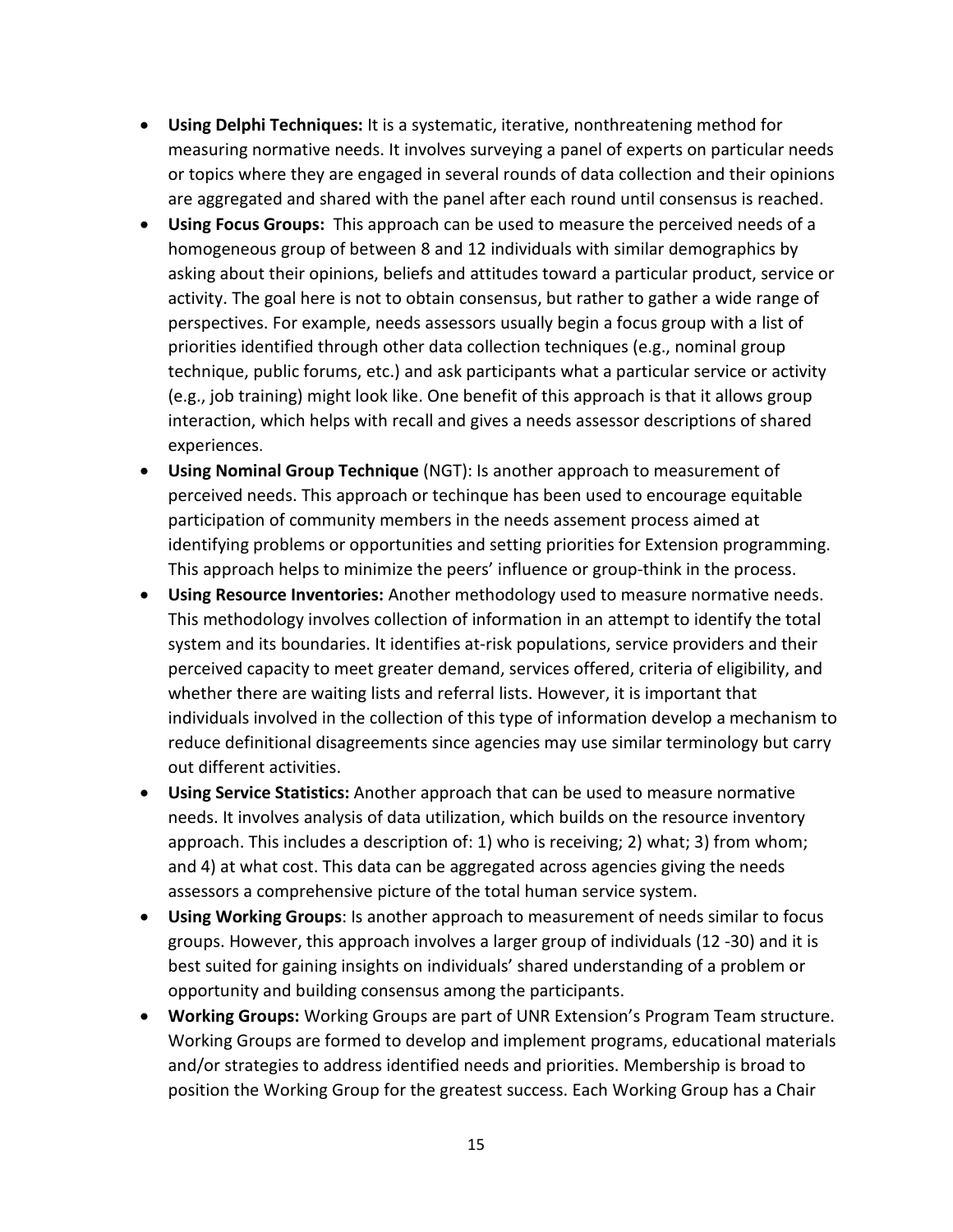- **Using Delphi Techniques:** It is a systematic, iterative, nonthreatening method for measuring normative needs. It involves surveying a panel of experts on particular needs or topics where they are engaged in several rounds of data collection and their opinions are aggregated and shared with the panel after each round until consensus is reached.
- **Using Focus Groups:** This approach can be used to measure the perceived needs of a homogeneous group of between 8 and 12 individuals with similar demographics by asking about their opinions, beliefs and attitudes toward a particular product, service or activity. The goal here is not to obtain consensus, but rather to gather a wide range of perspectives. For example, needs assessors usually begin a focus group with a list of priorities identified through other data collection techniques (e.g., nominal group technique, public forums, etc.) and ask participants what a particular service or activity (e.g., job training) might look like. One benefit of this approach is that it allows group interaction, which helps with recall and gives a needs assessor descriptions of shared experiences.
- **Using Nominal Group Technique** (NGT): Is another approach to measurement of perceived needs. This approach or techinque has been used to encourage equitable participation of community members in the needs assement process aimed at identifying problems or opportunities and setting priorities for Extension programming. This approach helps to minimize the peers' influence or group-think in the process.
- **Using Resource Inventories:** Another methodology used to measure normative needs. This methodology involves collection of information in an attempt to identify the total system and its boundaries. It identifies at-risk populations, service providers and their perceived capacity to meet greater demand, services offered, criteria of eligibility, and whether there are waiting lists and referral lists. However, it is important that individuals involved in the collection of this type of information develop a mechanism to reduce definitional disagreements since agencies may use similar terminology but carry out different activities.
- **Using Service Statistics:** Another approach that can be used to measure normative needs. It involves analysis of data utilization, which builds on the resource inventory approach. This includes a description of: 1) who is receiving; 2) what; 3) from whom; and 4) at what cost. This data can be aggregated across agencies giving the needs assessors a comprehensive picture of the total human service system.
- **Using Working Groups**: Is another approach to measurement of needs similar to focus groups. However, this approach involves a larger group of individuals (12 -30) and it is best suited for gaining insights on individuals' shared understanding of a problem or opportunity and building consensus among the participants.
- **Working Groups:** Working Groups are part of UNR Extension's Program Team structure. Working Groups are formed to develop and implement programs, educational materials and/or strategies to address identified needs and priorities. Membership is broad to position the Working Group for the greatest success. Each Working Group has a Chair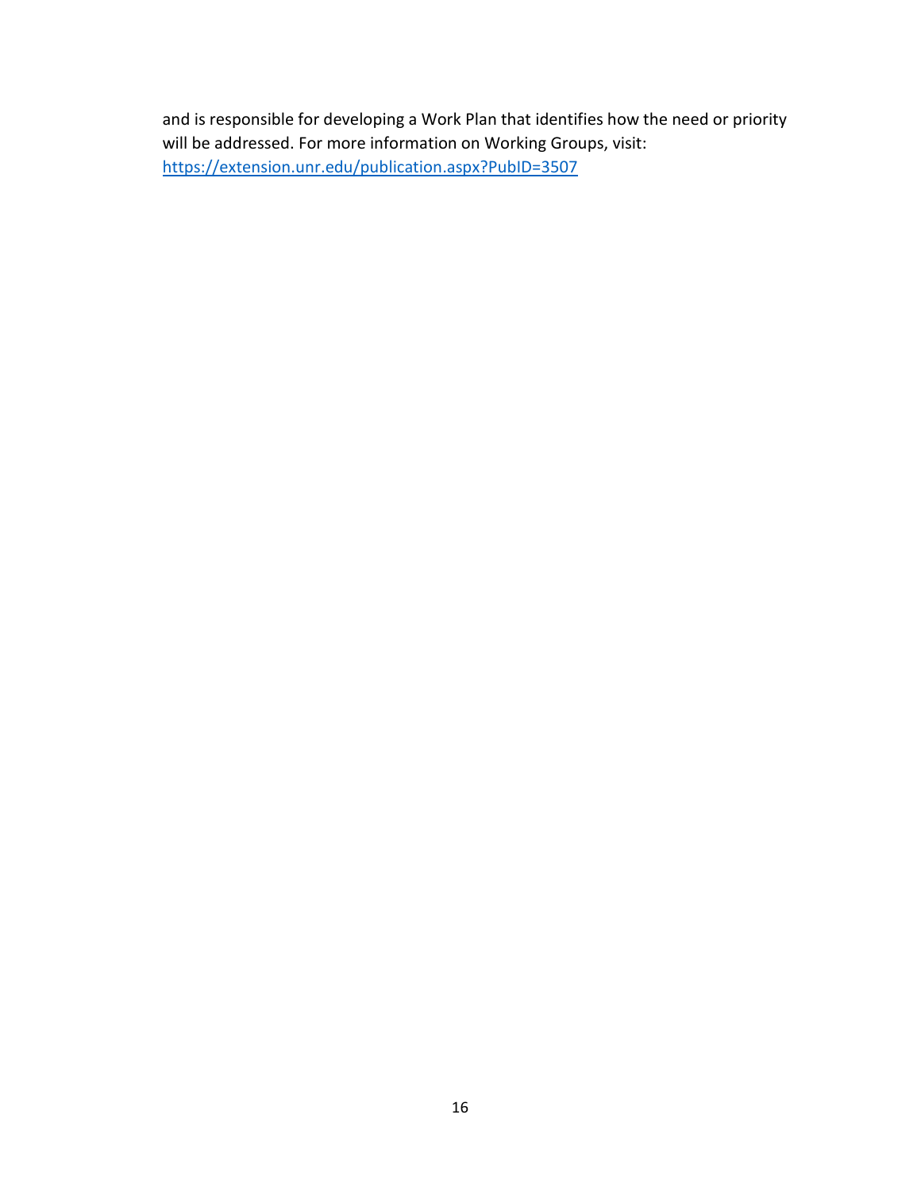and is responsible for developing a Work Plan that identifies how the need or priority will be addressed. For more information on Working Groups, visit: https://extension.unr.edu/publication.aspx?PubID=3507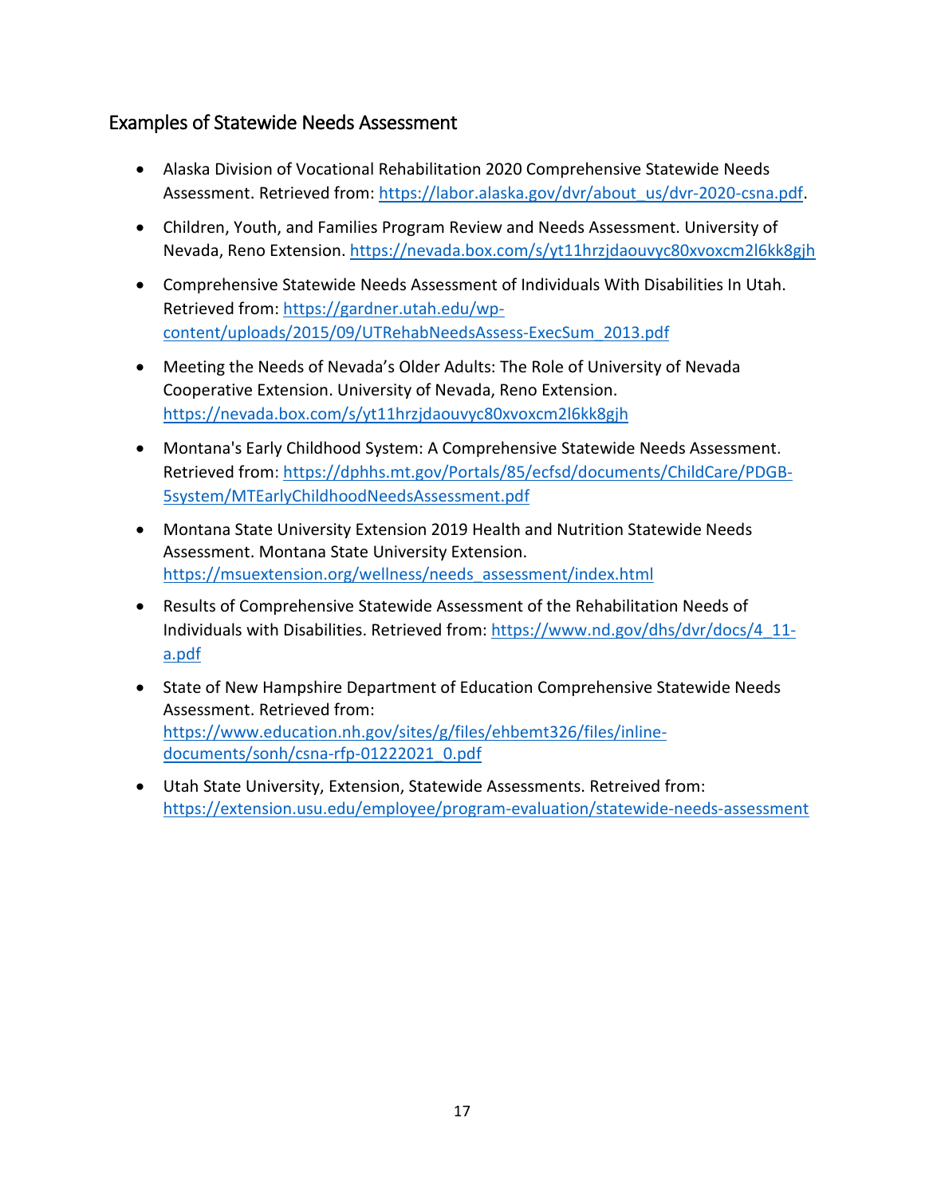## Examples of Statewide Needs Assessment

- Alaska Division of Vocational Rehabilitation 2020 Comprehensive Statewide Needs Assessment. Retrieved from: https://labor.alaska.gov/dvr/about_us/dvr-2020-csna.pdf.
- Children, Youth, and Families Program Review and Needs Assessment. University of Nevada, Reno Extension. https://nevada.box.com/s/yt11hrzjdaouvyc80xvoxcm2l6kk8gjh
- Comprehensive Statewide Needs Assessment of Individuals With Disabilities In Utah. Retrieved from: https://gardner.utah.edu/wp-content/uploads/2015/09/UTRehabNeedsAssess-ExecSum_2013.pdf
- Meeting the Needs of Nevada's Older Adults: The Role of University of Nevada Cooperative Extension. University of Nevada, Reno Extension. https://nevada.box.com/s/yt11hrzjdaouvyc80xvoxcm2l6kk8gjh
- Montana's Early Childhood System: A Comprehensive Statewide Needs Assessment. Retrieved from: https://dphhs.mt.gov/Portals/85/ecfsd/documents/ChildCare/PDGB-5system/MTEarlyChildhoodNeedsAssessment.pdf
- Montana State University Extension 2019 Health and Nutrition Statewide Needs Assessment. Montana State University Extension. https://msuextension.org/wellness/needs_assessment/index.html
- Results of Comprehensive Statewide Assessment of the Rehabilitation Needs of Individuals with Disabilities. Retrieved from: https://www.nd.gov/dhs/dvr/docs/4_11-a.pdf
- State of New Hampshire Department of Education Comprehensive Statewide Needs Assessment. Retrieved from: https://www.education.nh.gov/sites/g/files/ehbemt326/files/inline-documents/sonh/csna-rfp-01222021_0.pdf
- Utah State University, Extension, Statewide Assessments. Retreived from: https://extension.usu.edu/employee/program-evaluation/statewide-needs-assessment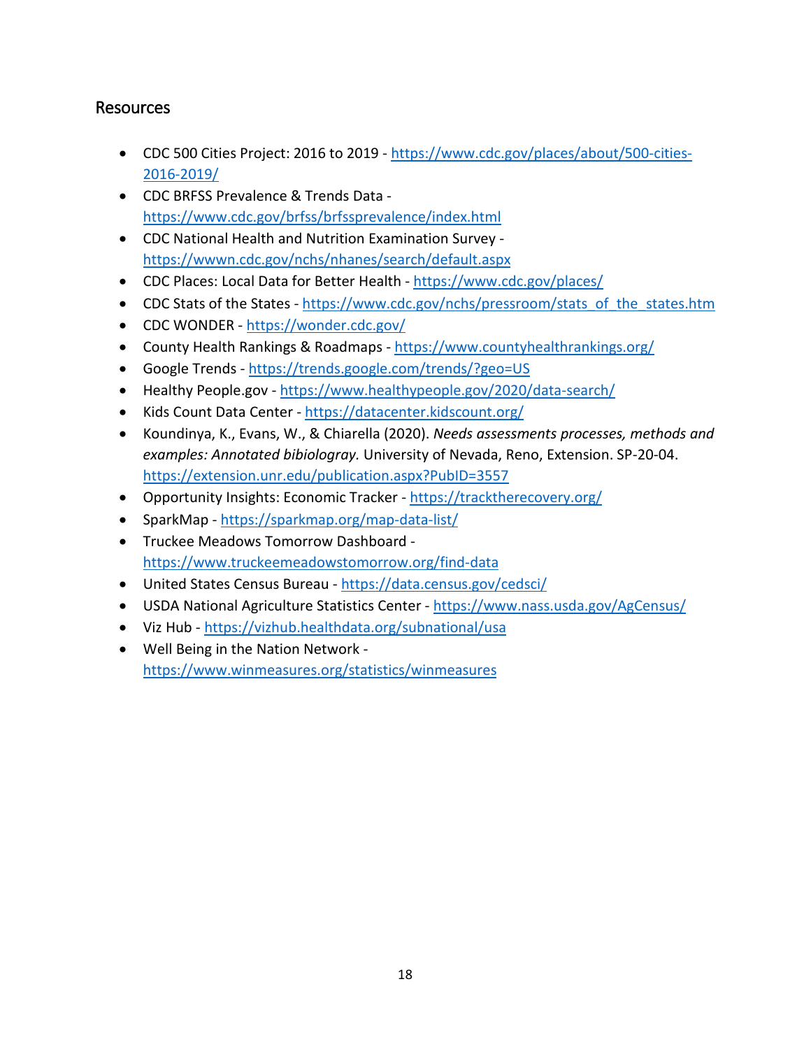## Resources

- CDC 500 Cities Project: 2016 to 2019 - https://www.cdc.gov/places/about/500-cities-2016-2019/
- CDC BRFSS Prevalence & Trends Data - https://www.cdc.gov/brfss/brfssprevalence/index.html
- CDC National Health and Nutrition Examination Survey - https://wwwn.cdc.gov/nchs/nhanes/search/default.aspx
- CDC Places: Local Data for Better Health - https://www.cdc.gov/places/
- CDC Stats of the States - https://www.cdc.gov/nchs/pressroom/stats_of_the_states.htm
- CDC WONDER - https://wonder.cdc.gov/
- County Health Rankings & Roadmaps - https://www.countyhealthrankings.org/
- Google Trends - https://trends.google.com/trends/?geo=US
- Healthy People.gov - https://www.healthypeople.gov/2020/data-search/
- Kids Count Data Center - https://datacenter.kidscount.org/
- Koundinya, K., Evans, W., & Chiarella (2020). *Needs assessments processes, methods and examples: Annotated bibiologray.* University of Nevada, Reno, Extension. SP-20-04. https://extension.unr.edu/publication.aspx?PubID=3557
- Opportunity Insights: Economic Tracker - https://tracktherecovery.org/
- SparkMap - https://sparkmap.org/map-data-list/
- Truckee Meadows Tomorrow Dashboard - https://www.truckeemeadowstomorrow.org/find-data
- United States Census Bureau - https://data.census.gov/cedsci/
- USDA National Agriculture Statistics Center - https://www.nass.usda.gov/AgCensus/
- Viz Hub - https://vizhub.healthdata.org/subnational/usa
- Well Being in the Nation Network - https://www.winmeasures.org/statistics/winmeasures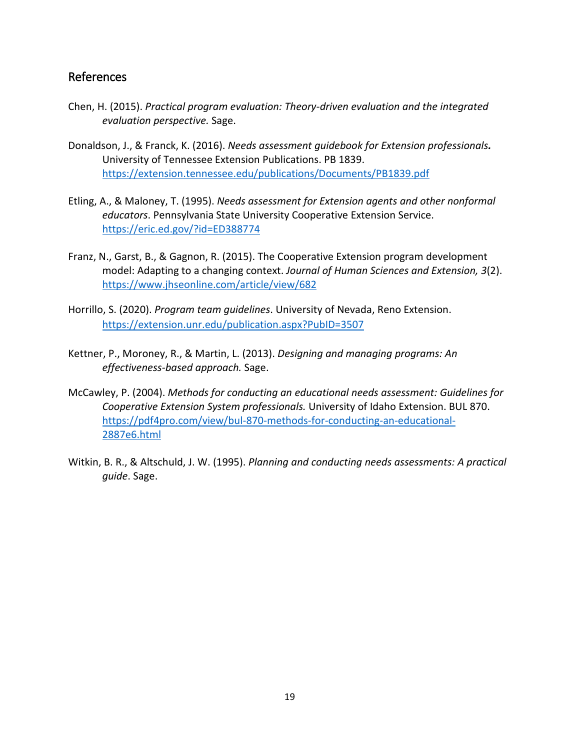## References

Chen, H. (2015). *Practical program evaluation: Theory-driven evaluation and the integrated evaluation perspective.* Sage.

Donaldson, J., & Franck, K. (2016). *Needs assessment guidebook for Extension professionals.* University of Tennessee Extension Publications. PB 1839. https://extension.tennessee.edu/publications/Documents/PB1839.pdf

Etling, A., & Maloney, T. (1995). *Needs assessment for Extension agents and other nonformal educators*. Pennsylvania State University Cooperative Extension Service. https://eric.ed.gov/?id=ED388774

Franz, N., Garst, B., & Gagnon, R. (2015). The Cooperative Extension program development model: Adapting to a changing context. *Journal of Human Sciences and Extension, 3*(2). https://www.jhseonline.com/article/view/682

Horrillo, S. (2020). *Program team guidelines*. University of Nevada, Reno Extension. https://extension.unr.edu/publication.aspx?PubID=3507

Kettner, P., Moroney, R., & Martin, L. (2013). *Designing and managing programs: An effectiveness-based approach.* Sage.

McCawley, P. (2004). *Methods for conducting an educational needs assessment: Guidelines for Cooperative Extension System professionals.* University of Idaho Extension. BUL 870. https://pdf4pro.com/view/bul-870-methods-for-conducting-an-educational-2887e6.html

Witkin, B. R., & Altschuld, J. W. (1995). *Planning and conducting needs assessments: A practical guide*. Sage.